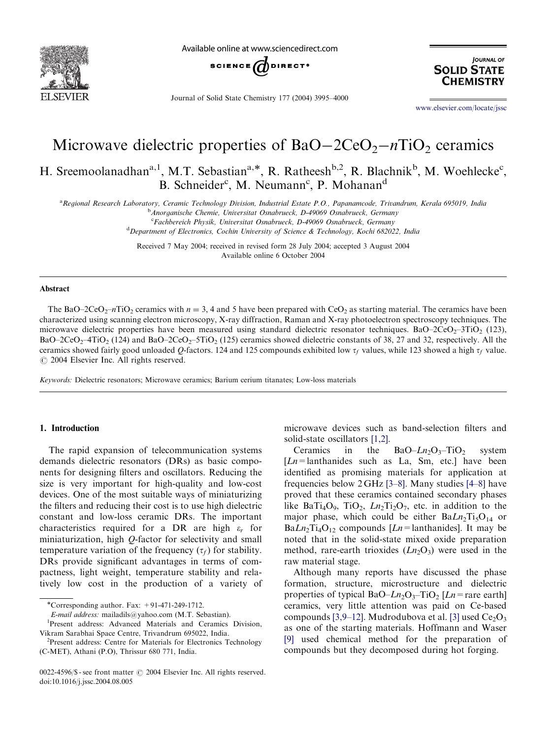# Microwave dielectric properties of $BaO-2CeO_2-nTiO_2$ ceramics

H. Sreemoolanadhan[a,1], M.T. Sebastian[a,*], R. Ratheesh[b,2], R. Blachnik[b], M. Woehlecke[c], B. Schneider[c], M. Neumann[c], P. Mohanan[d]

[a] Regional Research Laboratory, Ceramic Technology Division, Industrial Estate P.O., Papanamcode, Trivandrum, Kerala 695019, India
[b] Anorganische Chemie, Universitat Osnabrueck, D-49069 Osnabrueck, Germany
[c] Fachbereich Physik, Universitat Osnabrueck, D-49069 Osnabrueck, Germany
[d] Department of Electronics, Cochin University of Science & Technology, Kochi 682022, India

Received 7 May 2004; received in revised form 28 July 2004; accepted 3 August 2004
Available online 6 October 2004

## Abstract

The $BaO–2CeO_2–nTiO_2$ ceramics with $n = 3$, 4 and 5 have been prepared with $CeO_2$ as starting material. The ceramics have been characterized using scanning electron microscopy, X-ray diffraction, Raman and X-ray photoelectron spectroscopy techniques. The microwave dielectric properties have been measured using standard dielectric resonator techniques. $BaO–2CeO_2–3TiO_2$ (123), $BaO–2CeO_2–4TiO_2$ (124) and $BaO–2CeO_2–5TiO_2$ (125) ceramics showed dielectric constants of 38, 27 and 32, respectively. All the ceramics showed fairly good unloaded Q-factors. 124 and 125 compounds exhibited low $\tau_f$ values, while 123 showed a high $\tau_f$ value.
© 2004 Elsevier Inc. All rights reserved.

*Keywords:* Dielectric resonators; Microwave ceramics; Barium cerium titanates; Low-loss materials

## 1. Introduction

The rapid expansion of telecommunication systems demands dielectric resonators (DRs) as basic components for designing filters and oscillators. Reducing the size is very important for high-quality and low-cost devices. One of the most suitable ways of miniaturizing the filters and reducing their cost is to use high dielectric constant and low-loss ceramic DRs. The important characteristics required for a DR are high $\varepsilon_r$ for miniaturization, high Q-factor for selectivity and small temperature variation of the frequency ($\tau_f$) for stability. DRs provide significant advantages in terms of compactness, light weight, temperature stability and relatively low cost in the production of a variety of microwave devices such as band-selection filters and solid-state oscillators [1,2].

Ceramics in the $BaO–Ln_2O_3–TiO_2$ system [$Ln$ = lanthanides such as La, Sm, etc.] have been identified as promising materials for application at frequencies below 2 GHz [3–8]. Many studies [4–8] have proved that these ceramics contained secondary phases like $BaTi_4O_9$, $TiO_2$, $Ln_2Ti_2O_7$, etc. in addition to the major phase, which could be either $BaLn_2Ti_5O_{14}$ or $BaLn_2Ti_4O_{12}$ compounds [$Ln$ = lanthanides]. It may be noted that in the solid-state mixed oxide preparation method, rare-earth trioxides ($Ln_2O_3$) were used in the raw material stage.

Although many reports have discussed the phase formation, structure, microstructure and dielectric properties of typical $BaO–Ln_2O_3–TiO_2$ [$Ln$ = rare earth] ceramics, very little attention was paid on Ce-based compounds [3,9–12]. Mudrodubova et al. [3] used $Ce_2O_3$ as one of the starting materials. Hoffmann and Waser [9] used chemical method for the preparation of compounds but they decomposed during hot forging.

*Corresponding author. Fax: +91-471-249-1712.
*E-mail address:* mailadils@yahoo.com (M.T. Sebastian).
[1] Present address: Advanced Materials and Ceramics Division, Vikram Sarabhai Space Centre, Trivandrum 695022, India.
[2] Present address: Centre for Materials for Electronics Technology (C-MET), Athani (P.O), Thrissur 680 771, India.

0022-4596/$ - see front matter © 2004 Elsevier Inc. All rights reserved.
doi:10.1016/j.jssc.2004.08.005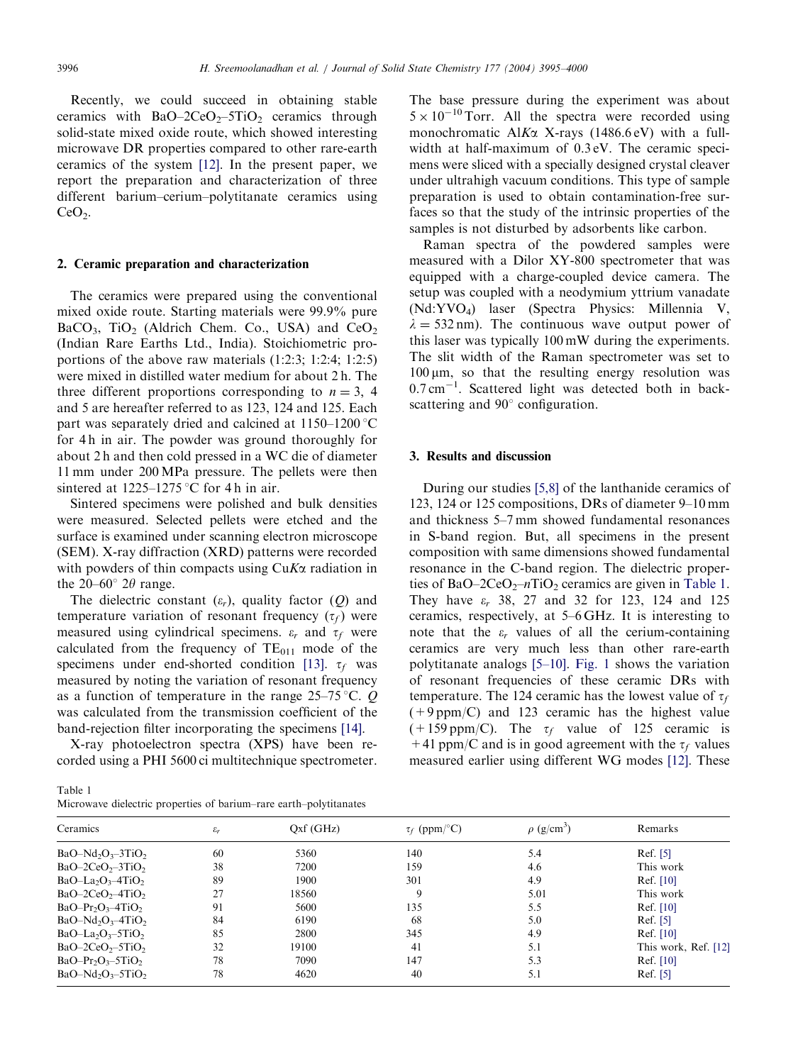Recently, we could succeed in obtaining stable ceramics with $BaO–2CeO_2–5TiO_2$ ceramics through solid-state mixed oxide route, which showed interesting microwave DR properties compared to other rare-earth ceramics of the system [12]. In the present paper, we report the preparation and characterization of three different barium–cerium–polytitanate ceramics using $CeO_2$.

## 2. Ceramic preparation and characterization

The ceramics were prepared using the conventional mixed oxide route. Starting materials were 99.9% pure $BaCO_3$, $TiO_2$ (Aldrich Chem. Co., USA) and $CeO_2$ (Indian Rare Earths Ltd., India). Stoichiometric proportions of the above raw materials (1:2:3; 1:2:4; 1:2:5) were mixed in distilled water medium for about 2 h. The three different proportions corresponding to $n = 3$, 4 and 5 are hereafter referred to as 123, 124 and 125. Each part was separately dried and calcined at 1150–1200 °C for 4 h in air. The powder was ground thoroughly for about 2 h and then cold pressed in a WC die of diameter 11 mm under 200 MPa pressure. The pellets were then sintered at 1225–1275 °C for 4 h in air.

Sintered specimens were polished and bulk densities were measured. Selected pellets were etched and the surface is examined under scanning electron microscope (SEM). X-ray diffraction (XRD) patterns were recorded with powders of thin compacts using Cu$K\alpha$ radiation in the 20–60° 2$\theta$ range.

The dielectric constant ($\varepsilon_r$), quality factor ($Q$) and temperature variation of resonant frequency ($\tau_f$) were measured using cylindrical specimens. $\varepsilon_r$ and $\tau_f$ were calculated from the frequency of $TE_{011}$ mode of the specimens under end-shorted condition [13]. $\tau_f$ was measured by noting the variation of resonant frequency as a function of temperature in the range 25–75 °C. $Q$ was calculated from the transmission coefficient of the band-rejection filter incorporating the specimens [14].

X-ray photoelectron spectra (XPS) have been recorded using a PHI 5600 ci multitechnique spectrometer. The base pressure during the experiment was about $5 \times 10^{-10}$ Torr. All the spectra were recorded using monochromatic Al$K\alpha$ X-rays (1486.6 eV) with a full-width at half-maximum of 0.3 eV. The ceramic specimens were sliced with a specially designed crystal cleaver under ultrahigh vacuum conditions. This type of sample preparation is used to obtain contamination-free surfaces so that the study of the intrinsic properties of the samples is not disturbed by adsorbents like carbon.

Raman spectra of the powdered samples were measured with a Dilor XY-800 spectrometer that was equipped with a charge-coupled device camera. The setup was coupled with a neodymium yttrium vanadate ($Nd{:}YVO_4$) laser (Spectra Physics: Millennia V, $\lambda = 532$ nm). The continuous wave output power of this laser was typically 100 mW during the experiments. The slit width of the Raman spectrometer was set to 100 μm, so that the resulting energy resolution was 0.7 cm$^{-1}$. Scattered light was detected both in backscattering and 90° configuration.

## 3. Results and discussion

During our studies [5,8] of the lanthanide ceramics of 123, 124 or 125 compositions, DRs of diameter 9–10 mm and thickness 5–7 mm showed fundamental resonances in S-band region. But, all specimens in the present composition with same dimensions showed fundamental resonance in the C-band region. The dielectric properties of $BaO–2CeO_2–nTiO_2$ ceramics are given in Table 1. They have $\varepsilon_r$ 38, 27 and 32 for 123, 124 and 125 ceramics, respectively, at 5–6 GHz. It is interesting to note that the $\varepsilon_r$ values of all the cerium-containing ceramics are very much less than other rare-earth polytitanate analogs [5–10]. Fig. 1 shows the variation of resonant frequencies of these ceramic DRs with temperature. The 124 ceramic has the lowest value of $\tau_f$ (+9 ppm/C) and 123 ceramic has the highest value (+159 ppm/C). The $\tau_f$ value of 125 ceramic is +41 ppm/C and is in good agreement with the $\tau_f$ values measured earlier using different WG modes [12]. These

Table 1
Microwave dielectric properties of barium–rare earth–polytitanates

| Ceramics | $\varepsilon_r$ | Qxf (GHz) | $\tau_f$ (ppm/°C) | $\rho$ (g/cm$^3$) | Remarks |
|---|---|---|---|---|---|
| $BaO–Nd_2O_3–3TiO_2$ | 60 | 5360 | 140 | 5.4 | Ref. [5] |
| $BaO–2CeO_2–3TiO_2$ | 38 | 7200 | 159 | 4.6 | This work |
| $BaO–La_2O_3–4TiO_2$ | 89 | 1900 | 301 | 4.9 | Ref. [10] |
| $BaO–2CeO_2–4TiO_2$ | 27 | 18560 | 9 | 5.01 | This work |
| $BaO–Pr_2O_3–4TiO_2$ | 91 | 5600 | 135 | 5.5 | Ref. [10] |
| $BaO–Nd_2O_3–4TiO_2$ | 84 | 6190 | 68 | 5.0 | Ref. [5] |
| $BaO–La_2O_3–5TiO_2$ | 85 | 2800 | 345 | 4.9 | Ref. [10] |
| $BaO–2CeO_2–5TiO_2$ | 32 | 19100 | 41 | 5.1 | This work, Ref. [12] |
| $BaO–Pr_2O_3–5TiO_2$ | 78 | 7090 | 147 | 5.3 | Ref. [10] |
| $BaO–Nd_2O_3–5TiO_2$ | 78 | 4620 | 40 | 5.1 | Ref. [5] |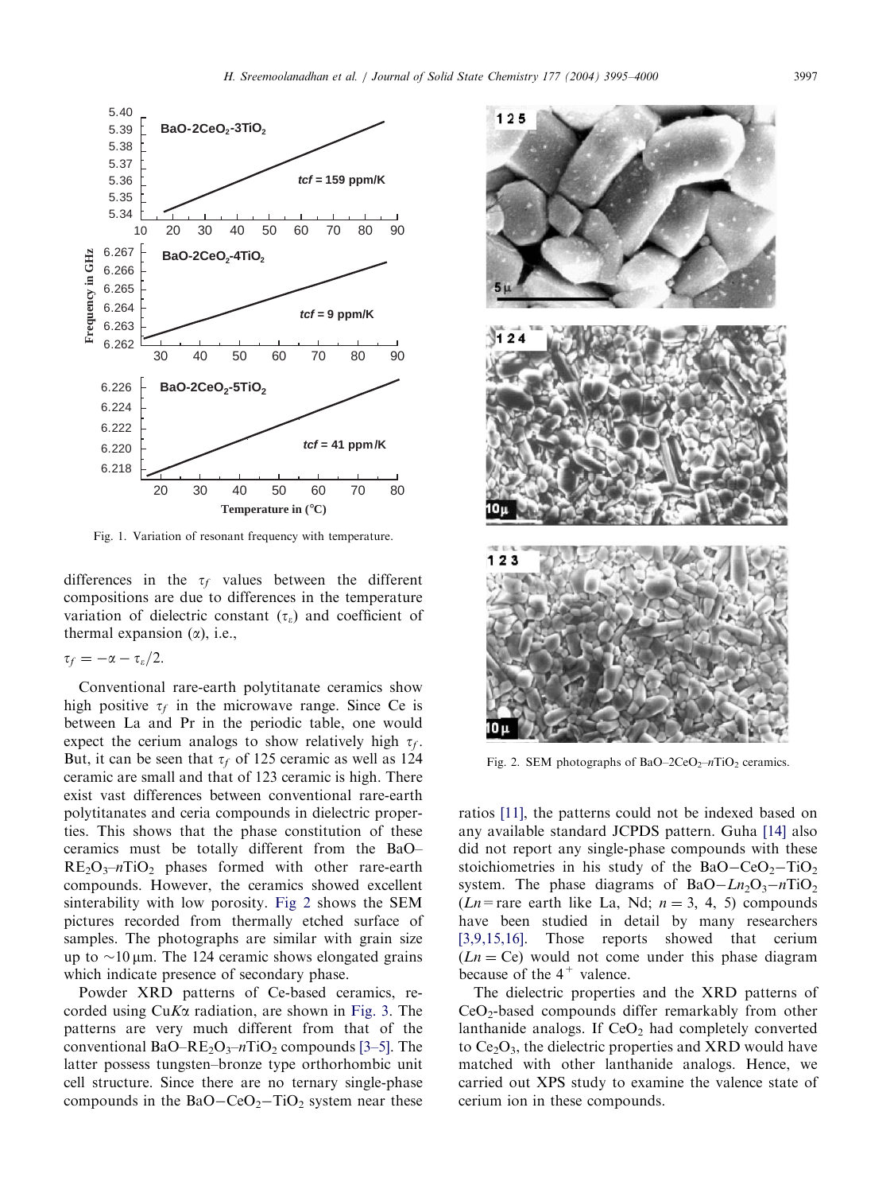Fig. 1. Variation of resonant frequency with temperature.

differences in the $\tau_f$ values between the different compositions are due to differences in the temperature variation of dielectric constant ($\tau_\varepsilon$) and coefficient of thermal expansion ($\alpha$), i.e.,

$$\tau_f = -\alpha - \tau_\varepsilon/2.$$

Conventional rare-earth polytitanate ceramics show high positive $\tau_f$ in the microwave range. Since Ce is between La and Pr in the periodic table, one would expect the cerium analogs to show relatively high $\tau_f$. But, it can be seen that $\tau_f$ of 125 ceramic as well as 124 ceramic are small and that of 123 ceramic is high. There exist vast differences between conventional rare-earth polytitanates and ceria compounds in dielectric properties. This shows that the phase constitution of these ceramics must be totally different from the BaO–$RE_2O_3$–$n$$TiO_2$ phases formed with other rare-earth compounds. However, the ceramics showed excellent sinterability with low porosity. Fig 2 shows the SEM pictures recorded from thermally etched surface of samples. The photographs are similar with grain size up to ~10 μm. The 124 ceramic shows elongated grains which indicate presence of secondary phase.

Powder XRD patterns of Ce-based ceramics, recorded using Cu$K\alpha$ radiation, are shown in Fig. 3. The patterns are very much different from that of these conventional BaO–$RE_2O_3$–$n$$TiO_2$ compounds [3–5]. The latter possess tungsten–bronze type orthorhombic unit cell structure. Since there are no ternary single-phase compounds in the BaO–$CeO_2$–$TiO_2$ system near these ratios [11], the patterns could not be indexed based on any available standard JCPDS pattern. Guha [14] also did not report any single-phase compounds with these stoichiometries in his study of the BaO–$CeO_2$–$TiO_2$ system. The phase diagrams of BaO–$Ln_2O_3$–$n$$TiO_2$ ($Ln$ = rare earth like La, Nd; $n$ = 3, 4, 5) compounds have been studied in detail by many researchers [3,9,15,16]. Those reports showed that cerium ($Ln$ = Ce) would not come under this phase diagram because of the $4^+$ valence.

Fig. 2. SEM photographs of BaO–$2CeO_2$–$n$$TiO_2$ ceramics.

The dielectric properties and the XRD patterns of $CeO_2$-based compounds differ remarkably from other lanthanide analogs. If $CeO_2$ had completely converted to $Ce_2O_3$, the dielectric properties and XRD would have matched with other lanthanide analogs. Hence, we carried out XPS study to examine the valence state of cerium ion in these compounds.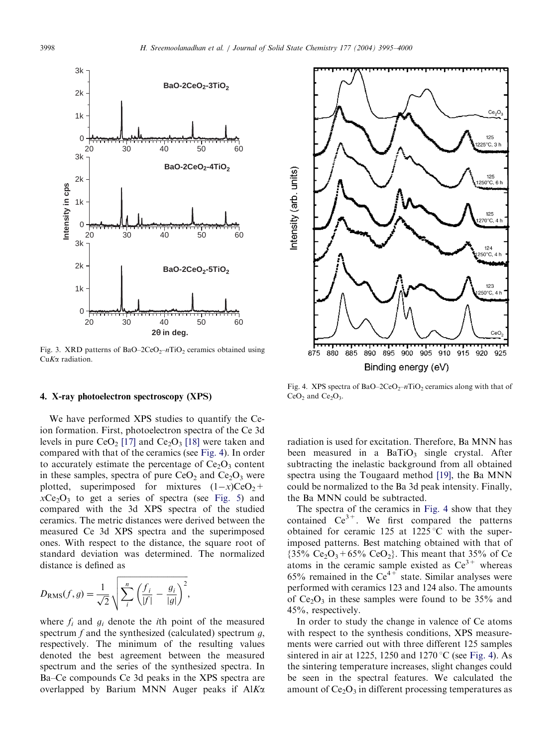Fig. 3. XRD patterns of BaO–2CeO$_2$–$n$TiO$_2$ ceramics obtained using CuK$\alpha$ radiation.

## 4. X-ray photoelectron spectroscopy (XPS)

We have performed XPS studies to quantify the Ce-ion formation. First, photoelectron spectra of the Ce 3d levels in pure $CeO_2$ [17] and $Ce_2O_3$ [18] were taken and compared with that of the ceramics (see Fig. 4). In order to accurately estimate the percentage of $Ce_2O_3$ content in these samples, spectra of pure $CeO_2$ and $Ce_2O_3$ were plotted, superimposed for mixtures $(1-x)CeO_2 + xCe_2O_3$ to get a series of spectra (see Fig. 5) and compared with the 3d XPS spectra of the studied ceramics. The metric distances were derived between the measured Ce 3d XPS spectra and the superimposed ones. With respect to the distance, the square root of standard deviation was determined. The normalized distance is defined as

$$D_{\mathrm{RMS}}(f, g) = \frac{1}{\sqrt{2}} \sqrt{\sum_{i}^{n} \left( \frac{f_i}{|f|} - \frac{g_i}{|g|} \right)^2},$$

where $f_i$ and $g_i$ denote the $i$th point of the measured spectrum $f$ and the synthesized (calculated) spectrum $g$, respectively. The minimum of the resulting values denoted the best agreement between the measured spectrum and the series of the synthesized spectra. In Ba–Ce compounds Ce 3d peaks in the XPS spectra are overlapped by Barium MNN Auger peaks if AlK$\alpha$ radiation is used for excitation. Therefore, Ba MNN has been measured in a $BaTiO_3$ single crystal. After subtracting the inelastic background from all obtained spectra using the Tougaard method [19], the Ba MNN could be normalized to the Ba 3d peak intensity. Finally, the Ba MNN could be subtracted.

Fig. 4. XPS spectra of BaO–2CeO$_2$–$n$TiO$_2$ ceramics along with that of $CeO_2$ and $Ce_2O_3$.

The spectra of the ceramics in Fig. 4 show that they contained $Ce^{3+}$. We first compared the patterns obtained for ceramic 125 at 1225 °C with the superimposed patterns. Best matching obtained with that of {35% $Ce_2O_3$ + 65% $CeO_2$}. This meant that 35% of Ce atoms in the ceramic sample existed as $Ce^{3+}$ whereas 65% remained in the $Ce^{4+}$ state. Similar analyses were performed with ceramics 123 and 124 also. The amounts of $Ce_2O_3$ in these samples were found to be 35% and 45%, respectively.

In order to study the change in valence of Ce atoms with respect to the synthesis conditions, XPS measurements were carried out with three different 125 samples sintered in air at 1225, 1250 and 1270 °C (see Fig. 4). As the sintering temperature increases, slight changes could be seen in the spectral features. We calculated the amount of $Ce_2O_3$ in different processing temperatures as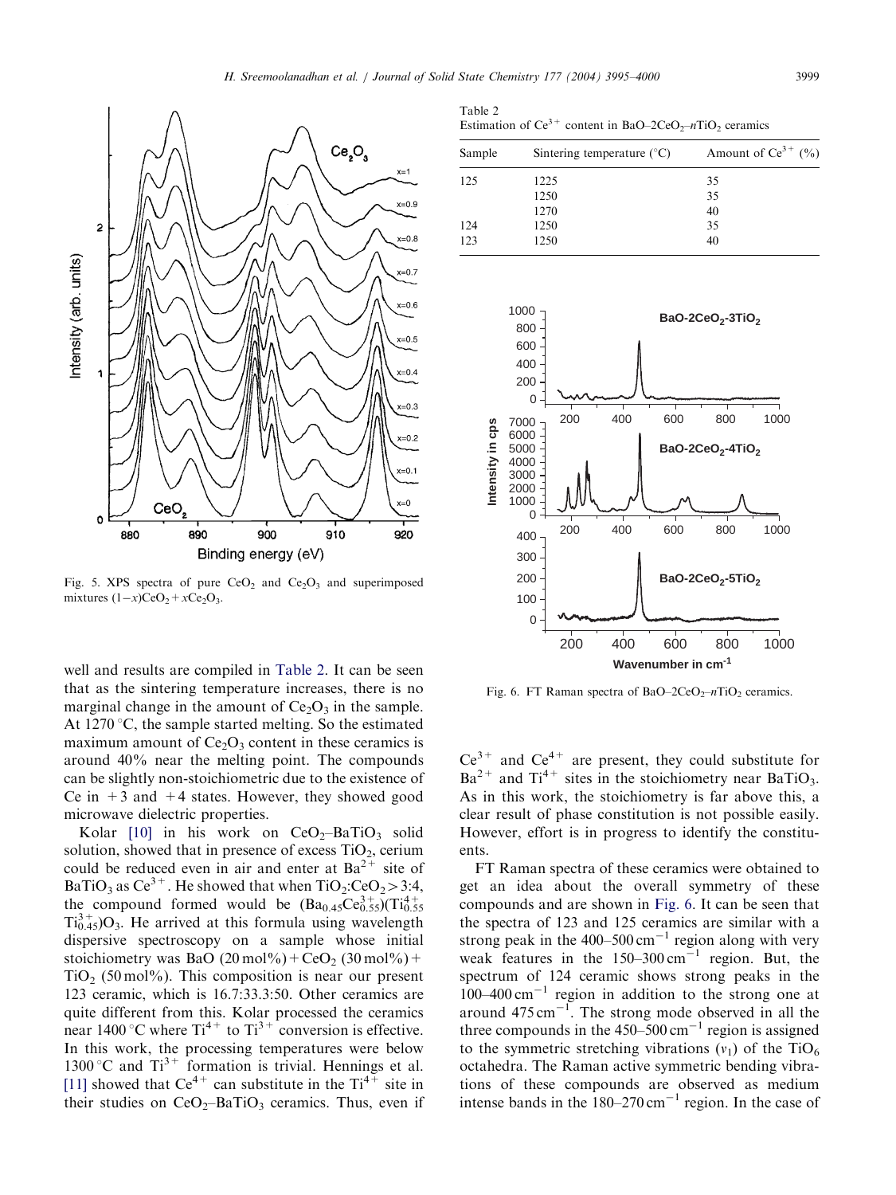Fig. 5. XPS spectra of pure $CeO_2$ and $Ce_2O_3$ and superimposed mixtures $(1-x)CeO_2 + xCe_2O_3$.

well and results are compiled in Table 2. It can be seen that as the sintering temperature increases, there is no marginal change in the amount of $Ce_2O_3$ in the sample. At 1270 °C, the sample started melting. So the estimated maximum amount of $Ce_2O_3$ content in these ceramics is around 40% near the melting point. The compounds can be slightly non-stoichiometric due to the existence of Ce in +3 and +4 states. However, they showed good microwave dielectric properties.

Kolar [10] in his work on $CeO_2$–$BaTiO_3$ solid solution, showed that in presence of excess $TiO_2$, cerium could be reduced even in air and enter at $Ba^{2+}$ site of $BaTiO_3$ as $Ce^{3+}$. He showed that when $TiO_2$:$CeO_2$ > 3:4, the compound formed would be $(Ba_{0.45}Ce^{3+}_{0.55})(Ti^{4+}_{0.55}Ti^{3+}_{0.45})O_3$. He arrived at this formula using wavelength dispersive spectroscopy on a sample whose initial stoichiometry was BaO (20 mol%) + $CeO_2$ (30 mol%) + $TiO_2$ (50 mol%). This composition is near our present 123 ceramic, which is 16.7:33.3:50. Other ceramics are quite different from this. Kolar processed the ceramics near 1400 °C where $Ti^{4+}$ to $Ti^{3+}$ conversion is effective. In this work, the processing temperatures were below 1300 °C and $Ti^{3+}$ formation is trivial. Hennings et al. [11] showed that $Ce^{4+}$ can substitute in the $Ti^{4+}$ site in their studies on $CeO_2$–$BaTiO_3$ ceramics. Thus, even if $Ce^{3+}$ and $Ce^{4+}$ are present, they could substitute for $Ba^{2+}$ and $Ti^{4+}$ sites in the stoichiometry near $BaTiO_3$. As in this work, the stoichiometry is far above this, a clear result of phase constitution is not possible easily. However, effort is in progress to identify the constituents.

Table 2
Estimation of $Ce^{3+}$ content in BaO–2$CeO_2$–n$TiO_2$ ceramics

| Sample | Sintering temperature (°C) | Amount of $Ce^{3+}$ (%) |
|---|---|---|
| 125 | 1225 | 35 |
| | 1250 | 35 |
| | 1270 | 40 |
| 124 | 1250 | 35 |
| 123 | 1250 | 40 |

Fig. 6. FT Raman spectra of BaO–2$CeO_2$–n$TiO_2$ ceramics.

FT Raman spectra of these ceramics were obtained to get an idea about the overall symmetry of these compounds and are shown in Fig. 6. It can be seen that the spectra of 123 and 125 ceramics are similar with a strong peak in the 400–500 $cm^{-1}$ region along with very weak features in the 150–300 $cm^{-1}$ region. But, the spectrum of 124 ceramic shows strong peaks in the 100–400 $cm^{-1}$ region in addition to the strong one at around 475 $cm^{-1}$. The strong mode observed in all the three compounds in the 450–500 $cm^{-1}$ region is assigned to the symmetric stretching vibrations ($v_1$) of the $TiO_6$ octahedra. The Raman active symmetric bending vibrations of these compounds are observed as medium intense bands in the 180–270 $cm^{-1}$ region. In the case of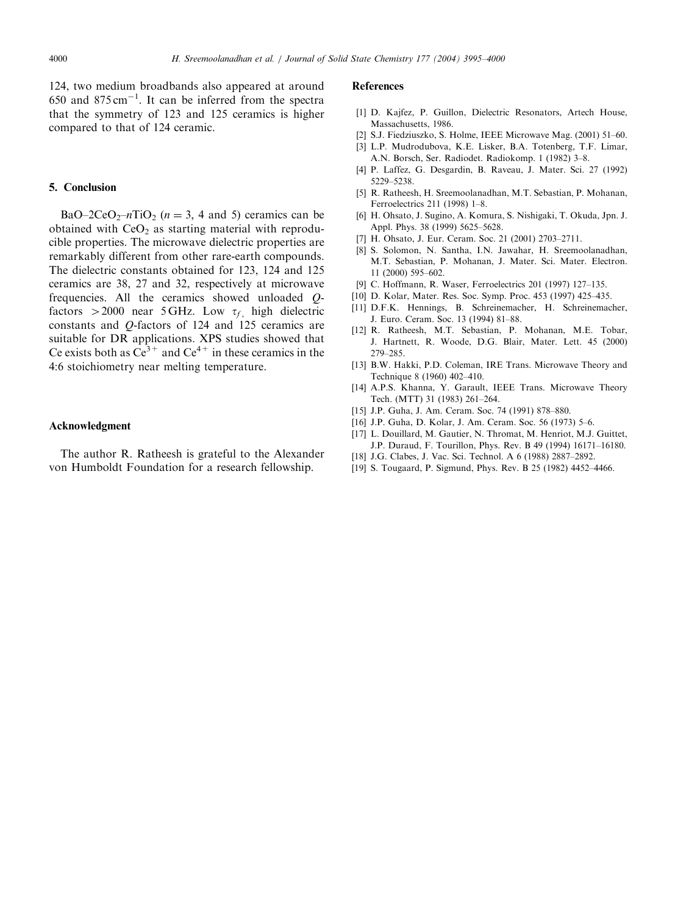124, two medium broadbands also appeared at around 650 and 875 $cm^{-1}$. It can be inferred from the spectra that the symmetry of 123 and 125 ceramics is higher compared to that of 124 ceramic.

## 5. Conclusion

$BaO$–$2CeO_2$–$nTiO_2$ ($n = 3$, 4 and 5) ceramics can be obtained with $CeO_2$ as starting material with reproducible properties. The microwave dielectric properties are remarkably different from other rare-earth compounds. The dielectric constants obtained for 123, 124 and 125 ceramics are 38, 27 and 32, respectively at microwave frequencies. All the ceramics showed unloaded *Q*-factors $>2000$ near 5 GHz. Low $\tau_f$, high dielectric constants and *Q*-factors of 124 and 125 ceramics are suitable for DR applications. XPS studies showed that Ce exists both as $Ce^{3+}$ and $Ce^{4+}$ in these ceramics in the 4:6 stoichiometry near melting temperature.

## Acknowledgment

The author R. Ratheesh is grateful to the Alexander von Humboldt Foundation for a research fellowship.

## References

[1] D. Kajfez, P. Guillon, Dielectric Resonators, Artech House, Massachusetts, 1986.
[2] S.J. Fiedziuszko, S. Holme, IEEE Microwave Mag. (2001) 51–60.
[3] L.P. Mudrodubova, K.E. Lisker, B.A. Totenberg, T.F. Limar, A.N. Borsch, Ser. Radiodet. Radiokomp. 1 (1982) 3–8.
[4] P. Laffez, G. Desgardin, B. Raveau, J. Mater. Sci. 27 (1992) 5229–5238.
[5] R. Ratheesh, H. Sreemoolanadhan, M.T. Sebastian, P. Mohanan, Ferroelectrics 211 (1998) 1–8.
[6] H. Ohsato, J. Sugino, A. Komura, S. Nishigaki, T. Okuda, Jpn. J. Appl. Phys. 38 (1999) 5625–5628.
[7] H. Ohsato, J. Eur. Ceram. Soc. 21 (2001) 2703–2711.
[8] S. Solomon, N. Santha, I.N. Jawahar, H. Sreemoolanadhan, M.T. Sebastian, P. Mohanan, J. Mater. Sci. Mater. Electron. 11 (2000) 595–602.
[9] C. Hoffmann, R. Waser, Ferroelectrics 201 (1997) 127–135.
[10] D. Kolar, Mater. Res. Soc. Symp. Proc. 453 (1997) 425–435.
[11] D.F.K. Hennings, B. Schreinemacher, H. Schreinemacher, J. Euro. Ceram. Soc. 13 (1994) 81–88.
[12] R. Ratheesh, M.T. Sebastian, P. Mohanan, M.E. Tobar, J. Hartnett, R. Woode, D.G. Blair, Mater. Lett. 45 (2000) 279–285.
[13] B.W. Hakki, P.D. Coleman, IRE Trans. Microwave Theory and Technique 8 (1960) 402–410.
[14] A.P.S. Khanna, Y. Garault, IEEE Trans. Microwave Theory Tech. (MTT) 31 (1983) 261–264.
[15] J.P. Guha, J. Am. Ceram. Soc. 74 (1991) 878–880.
[16] J.P. Guha, D. Kolar, J. Am. Ceram. Soc. 56 (1973) 5–6.
[17] L. Douillard, M. Gautier, N. Thromat, M. Henriot, M.J. Guittet, J.P. Duraud, F. Tourillon, Phys. Rev. B 49 (1994) 16171–16180.
[18] J.G. Clabes, J. Vac. Sci. Technol. A 6 (1988) 2887–2892.
[19] S. Tougaard, P. Sigmund, Phys. Rev. B 25 (1982) 4452–4466.